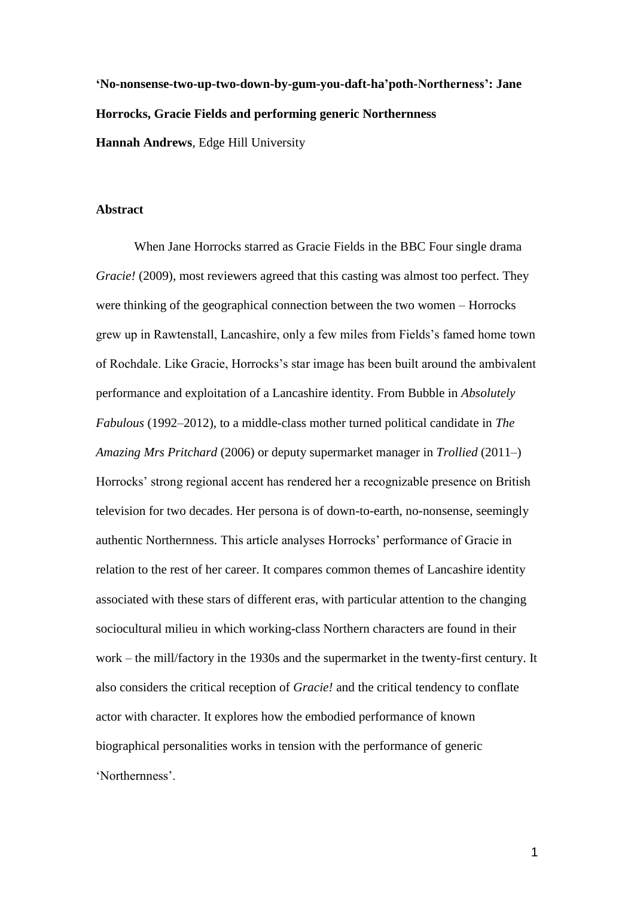# 'No-nonsense-two-up-two-down-by-gum-you-daft-ha'poth-Northerness': Jane Horrocks, Gracie Fields and performing generic Northernness

**Hannah Andrews**, Edge Hill University

## Abstract

When Jane Horrocks starred as Gracie Fields in the BBC Four single drama *Gracie!* (2009), most reviewers agreed that this casting was almost too perfect. They were thinking of the geographical connection between the two women – Horrocks grew up in Rawtenstall, Lancashire, only a few miles from Fields's famed home town of Rochdale. Like Gracie, Horrocks's star image has been built around the ambivalent performance and exploitation of a Lancashire identity. From Bubble in *Absolutely Fabulous* (1992–2012), to a middle-class mother turned political candidate in *The Amazing Mrs Pritchard* (2006) or deputy supermarket manager in *Trollied* (2011–) Horrocks' strong regional accent has rendered her a recognizable presence on British television for two decades. Her persona is of down-to-earth, no-nonsense, seemingly authentic Northernness. This article analyses Horrocks' performance of Gracie in relation to the rest of her career. It compares common themes of Lancashire identity associated with these stars of different eras, with particular attention to the changing sociocultural milieu in which working-class Northern characters are found in their work – the mill/factory in the 1930s and the supermarket in the twenty-first century. It also considers the critical reception of *Gracie!* and the critical tendency to conflate actor with character. It explores how the embodied performance of known biographical personalities works in tension with the performance of generic 'Northernness'.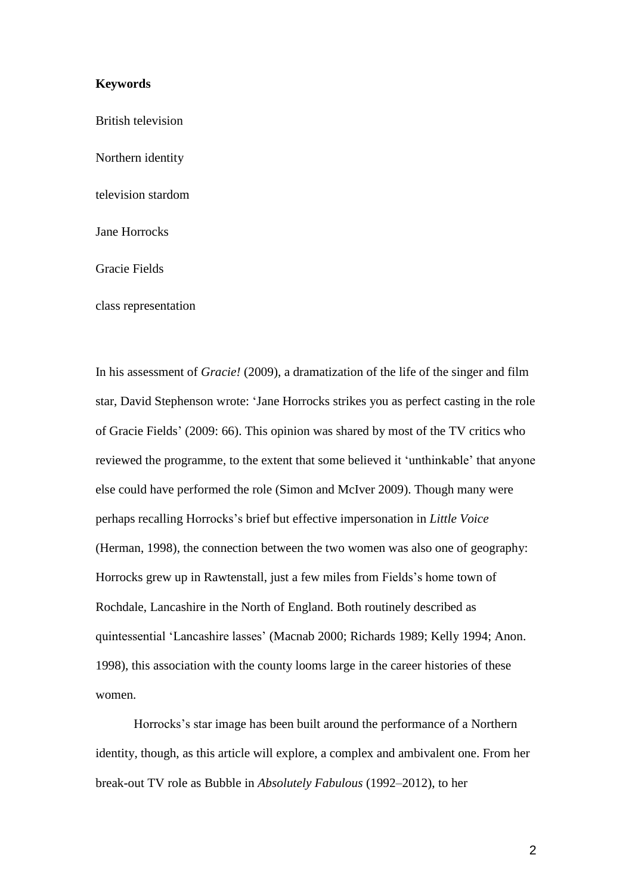**Keywords**

British television

Northern identity

television stardom

Jane Horrocks

Gracie Fields

class representation

In his assessment of *Gracie!* (2009), a dramatization of the life of the singer and film star, David Stephenson wrote: 'Jane Horrocks strikes you as perfect casting in the role of Gracie Fields' (2009: 66). This opinion was shared by most of the TV critics who reviewed the programme, to the extent that some believed it 'unthinkable' that anyone else could have performed the role (Simon and McIver 2009). Though many were perhaps recalling Horrocks's brief but effective impersonation in *Little Voice* (Herman, 1998), the connection between the two women was also one of geography: Horrocks grew up in Rawtenstall, just a few miles from Fields's home town of Rochdale, Lancashire in the North of England. Both routinely described as quintessential 'Lancashire lasses' (Macnab 2000; Richards 1989; Kelly 1994; Anon. 1998), this association with the county looms large in the career histories of these women.

Horrocks's star image has been built around the performance of a Northern identity, though, as this article will explore, a complex and ambivalent one. From her break-out TV role as Bubble in *Absolutely Fabulous* (1992–2012), to her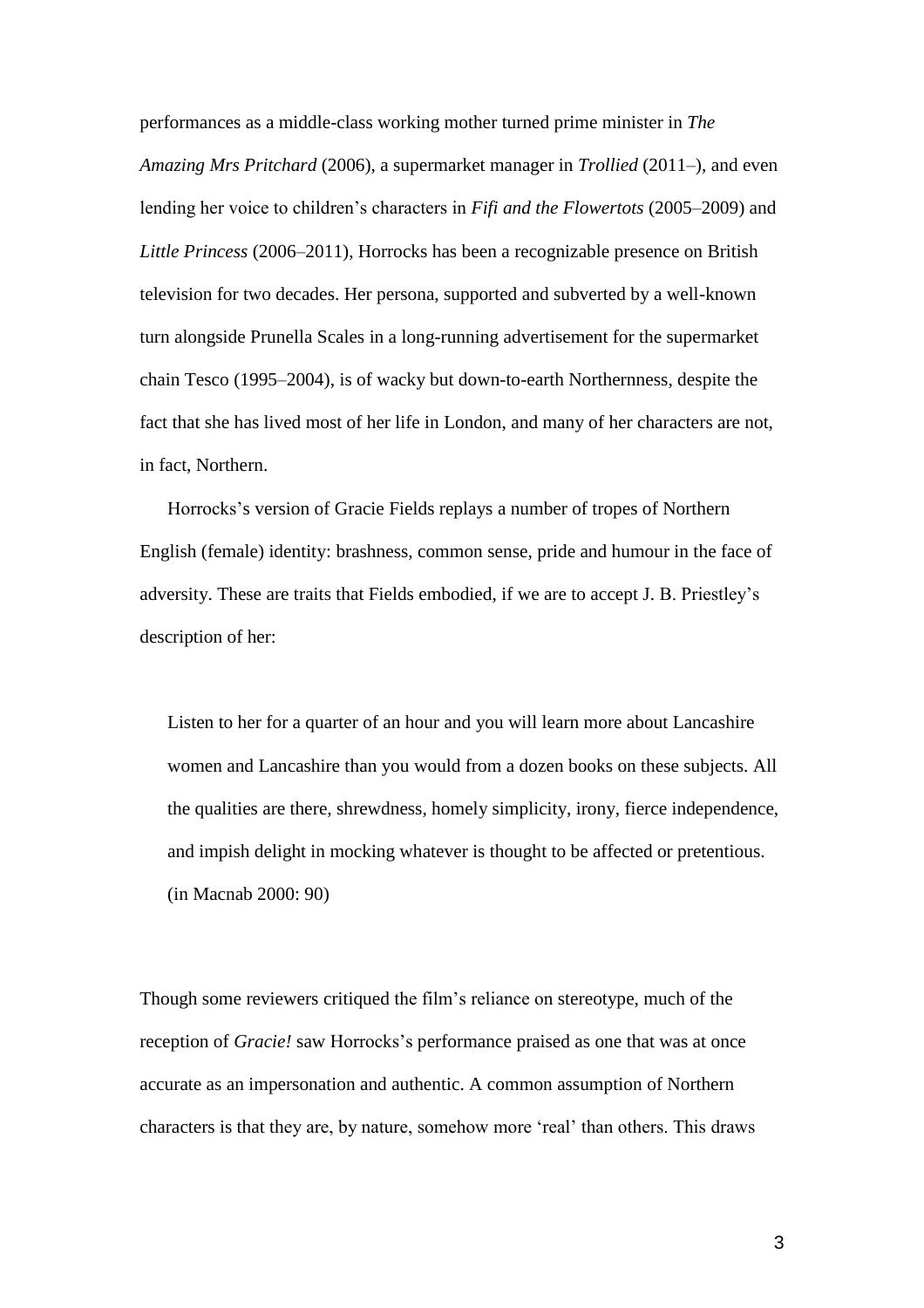performances as a middle-class working mother turned prime minister in *The Amazing Mrs Pritchard* (2006), a supermarket manager in *Trollied* (2011–), and even lending her voice to children's characters in *Fifi and the Flowertots* (2005–2009) and *Little Princess* (2006–2011), Horrocks has been a recognizable presence on British television for two decades. Her persona, supported and subverted by a well-known turn alongside Prunella Scales in a long-running advertisement for the supermarket chain Tesco (1995–2004), is of wacky but down-to-earth Northernness, despite the fact that she has lived most of her life in London, and many of her characters are not, in fact, Northern.

Horrocks's version of Gracie Fields replays a number of tropes of Northern English (female) identity: brashness, common sense, pride and humour in the face of adversity. These are traits that Fields embodied, if we are to accept J. B. Priestley's description of her:

> Listen to her for a quarter of an hour and you will learn more about Lancashire women and Lancashire than you would from a dozen books on these subjects. All the qualities are there, shrewdness, homely simplicity, irony, fierce independence, and impish delight in mocking whatever is thought to be affected or pretentious. (in Macnab 2000: 90)

Though some reviewers critiqued the film's reliance on stereotype, much of the reception of *Gracie!* saw Horrocks's performance praised as one that was at once accurate as an impersonation and authentic. A common assumption of Northern characters is that they are, by nature, somehow more 'real' than others. This draws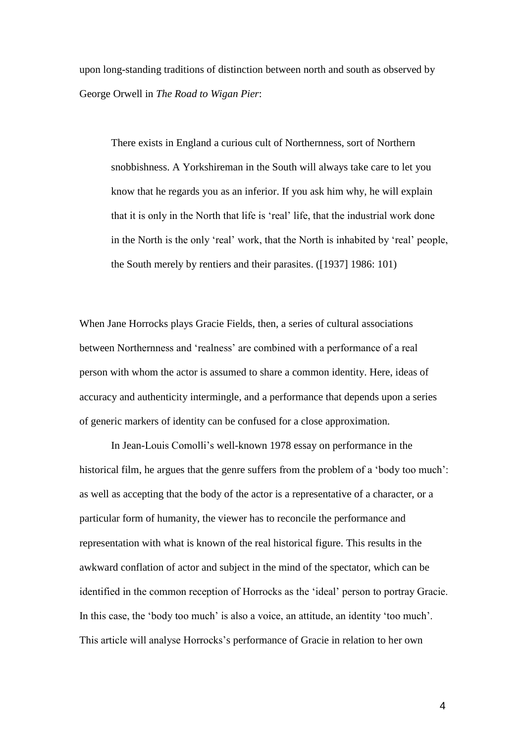upon long-standing traditions of distinction between north and south as observed by George Orwell in *The Road to Wigan Pier*:

> There exists in England a curious cult of Northernness, sort of Northern snobbishness. A Yorkshireman in the South will always take care to let you know that he regards you as an inferior. If you ask him why, he will explain that it is only in the North that life is 'real' life, that the industrial work done in the North is the only 'real' work, that the North is inhabited by 'real' people, the South merely by rentiers and their parasites. ([1937] 1986: 101)

When Jane Horrocks plays Gracie Fields, then, a series of cultural associations between Northernness and 'realness' are combined with a performance of a real person with whom the actor is assumed to share a common identity. Here, ideas of accuracy and authenticity intermingle, and a performance that depends upon a series of generic markers of identity can be confused for a close approximation.

In Jean-Louis Comolli's well-known 1978 essay on performance in the historical film, he argues that the genre suffers from the problem of a 'body too much': as well as accepting that the body of the actor is a representative of a character, or a particular form of humanity, the viewer has to reconcile the performance and representation with what is known of the real historical figure. This results in the awkward conflation of actor and subject in the mind of the spectator, which can be identified in the common reception of Horrocks as the 'ideal' person to portray Gracie. In this case, the 'body too much' is also a voice, an attitude, an identity 'too much'. This article will analyse Horrocks's performance of Gracie in relation to her own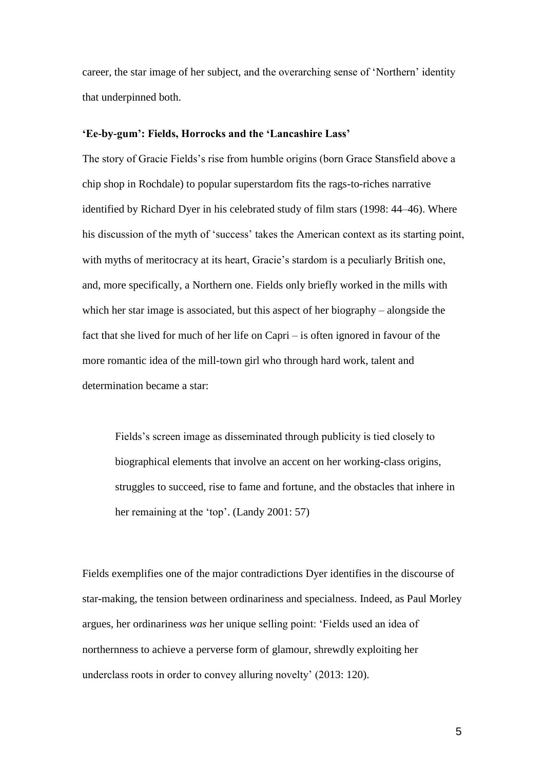career, the star image of her subject, and the overarching sense of 'Northern' identity that underpinned both.

### 'Ee-by-gum': Fields, Horrocks and the 'Lancashire Lass'

The story of Gracie Fields's rise from humble origins (born Grace Stansfield above a chip shop in Rochdale) to popular superstardom fits the rags-to-riches narrative identified by Richard Dyer in his celebrated study of film stars (1998: 44–46). Where his discussion of the myth of 'success' takes the American context as its starting point, with myths of meritocracy at its heart, Gracie's stardom is a peculiarly British one, and, more specifically, a Northern one. Fields only briefly worked in the mills with which her star image is associated, but this aspect of her biography – alongside the fact that she lived for much of her life on Capri – is often ignored in favour of the more romantic idea of the mill-town girl who through hard work, talent and determination became a star:

> Fields's screen image as disseminated through publicity is tied closely to biographical elements that involve an accent on her working-class origins, struggles to succeed, rise to fame and fortune, and the obstacles that inhere in her remaining at the 'top'. (Landy 2001: 57)

Fields exemplifies one of the major contradictions Dyer identifies in the discourse of star-making, the tension between ordinariness and specialness. Indeed, as Paul Morley argues, her ordinariness *was* her unique selling point: 'Fields used an idea of northernness to achieve a perverse form of glamour, shrewdly exploiting her underclass roots in order to convey alluring novelty' (2013: 120).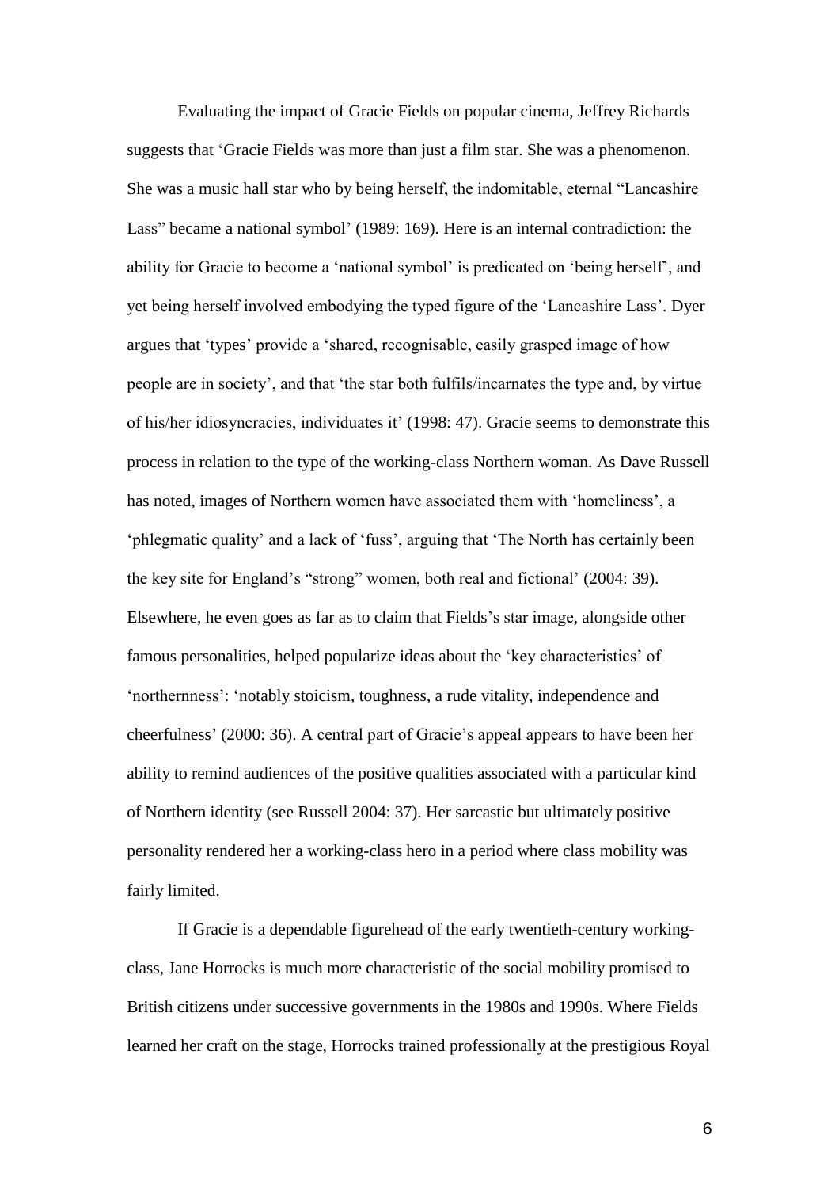Evaluating the impact of Gracie Fields on popular cinema, Jeffrey Richards suggests that 'Gracie Fields was more than just a film star. She was a phenomenon. She was a music hall star who by being herself, the indomitable, eternal "Lancashire Lass" became a national symbol' (1989: 169). Here is an internal contradiction: the ability for Gracie to become a 'national symbol' is predicated on 'being herself', and yet being herself involved embodying the typed figure of the 'Lancashire Lass'. Dyer argues that 'types' provide a 'shared, recognisable, easily grasped image of how people are in society', and that 'the star both fulfils/incarnates the type and, by virtue of his/her idiosyncracies, individuates it' (1998: 47). Gracie seems to demonstrate this process in relation to the type of the working-class Northern woman. As Dave Russell has noted, images of Northern women have associated them with 'homeliness', a 'phlegmatic quality' and a lack of 'fuss', arguing that 'The North has certainly been the key site for England's "strong" women, both real and fictional' (2004: 39). Elsewhere, he even goes as far as to claim that Fields's star image, alongside other famous personalities, helped popularize ideas about the 'key characteristics' of 'northernness': 'notably stoicism, toughness, a rude vitality, independence and cheerfulness' (2000: 36). A central part of Gracie's appeal appears to have been her ability to remind audiences of the positive qualities associated with a particular kind of Northern identity (see Russell 2004: 37). Her sarcastic but ultimately positive personality rendered her a working-class hero in a period where class mobility was fairly limited.

If Gracie is a dependable figurehead of the early twentieth-century working-class, Jane Horrocks is much more characteristic of the social mobility promised to British citizens under successive governments in the 1980s and 1990s. Where Fields learned her craft on the stage, Horrocks trained professionally at the prestigious Royal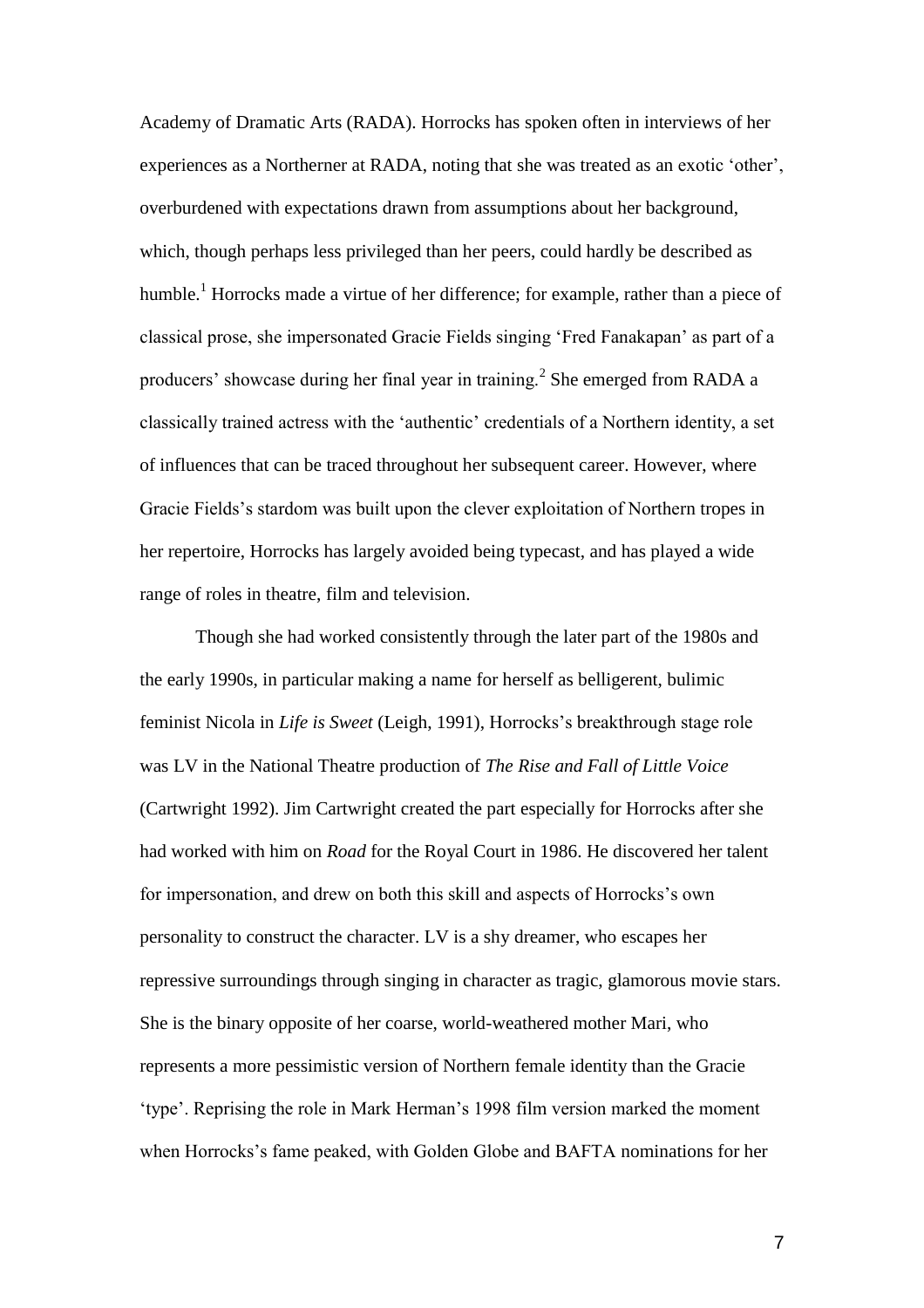Academy of Dramatic Arts (RADA). Horrocks has spoken often in interviews of her experiences as a Northerner at RADA, noting that she was treated as an exotic 'other', overburdened with expectations drawn from assumptions about her background, which, though perhaps less privileged than her peers, could hardly be described as humble.[1] Horrocks made a virtue of her difference; for example, rather than a piece of classical prose, she impersonated Gracie Fields singing 'Fred Fanakapan' as part of a producers' showcase during her final year in training.[2] She emerged from RADA a classically trained actress with the 'authentic' credentials of a Northern identity, a set of influences that can be traced throughout her subsequent career. However, where Gracie Fields's stardom was built upon the clever exploitation of Northern tropes in her repertoire, Horrocks has largely avoided being typecast, and has played a wide range of roles in theatre, film and television.

Though she had worked consistently through the later part of the 1980s and the early 1990s, in particular making a name for herself as belligerent, bulimic feminist Nicola in *Life is Sweet* (Leigh, 1991), Horrocks's breakthrough stage role was LV in the National Theatre production of *The Rise and Fall of Little Voice* (Cartwright 1992). Jim Cartwright created the part especially for Horrocks after she had worked with him on *Road* for the Royal Court in 1986. He discovered her talent for impersonation, and drew on both this skill and aspects of Horrocks's own personality to construct the character. LV is a shy dreamer, who escapes her repressive surroundings through singing in character as tragic, glamorous movie stars. She is the binary opposite of her coarse, world-weathered mother Mari, who represents a more pessimistic version of Northern female identity than the Gracie 'type'. Reprising the role in Mark Herman's 1998 film version marked the moment when Horrocks's fame peaked, with Golden Globe and BAFTA nominations for her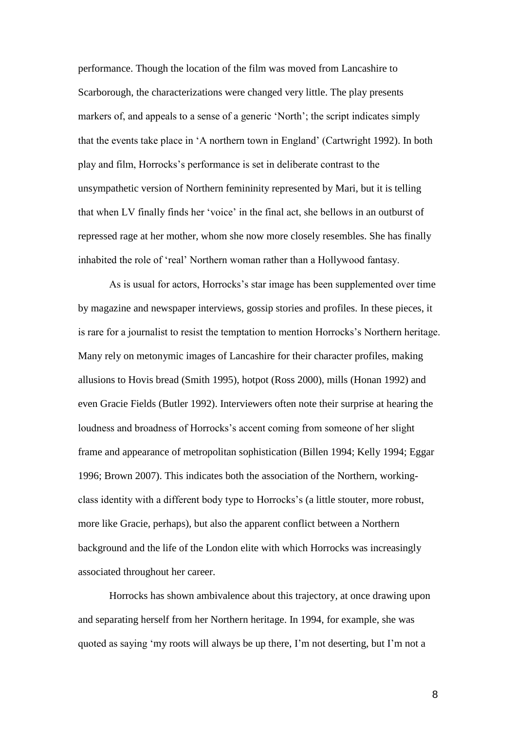performance. Though the location of the film was moved from Lancashire to Scarborough, the characterizations were changed very little. The play presents markers of, and appeals to a sense of a generic 'North'; the script indicates simply that the events take place in 'A northern town in England' (Cartwright 1992). In both play and film, Horrocks's performance is set in deliberate contrast to the unsympathetic version of Northern femininity represented by Mari, but it is telling that when LV finally finds her 'voice' in the final act, she bellows in an outburst of repressed rage at her mother, whom she now more closely resembles. She has finally inhabited the role of 'real' Northern woman rather than a Hollywood fantasy.

As is usual for actors, Horrocks's star image has been supplemented over time by magazine and newspaper interviews, gossip stories and profiles. In these pieces, it is rare for a journalist to resist the temptation to mention Horrocks's Northern heritage. Many rely on metonymic images of Lancashire for their character profiles, making allusions to Hovis bread (Smith 1995), hotpot (Ross 2000), mills (Honan 1992) and even Gracie Fields (Butler 1992). Interviewers often note their surprise at hearing the loudness and broadness of Horrocks's accent coming from someone of her slight frame and appearance of metropolitan sophistication (Billen 1994; Kelly 1994; Eggar 1996; Brown 2007). This indicates both the association of the Northern, working-class identity with a different body type to Horrocks's (a little stouter, more robust, more like Gracie, perhaps), but also the apparent conflict between a Northern background and the life of the London elite with which Horrocks was increasingly associated throughout her career.

Horrocks has shown ambivalence about this trajectory, at once drawing upon and separating herself from her Northern heritage. In 1994, for example, she was quoted as saying 'my roots will always be up there, I'm not deserting, but I'm not a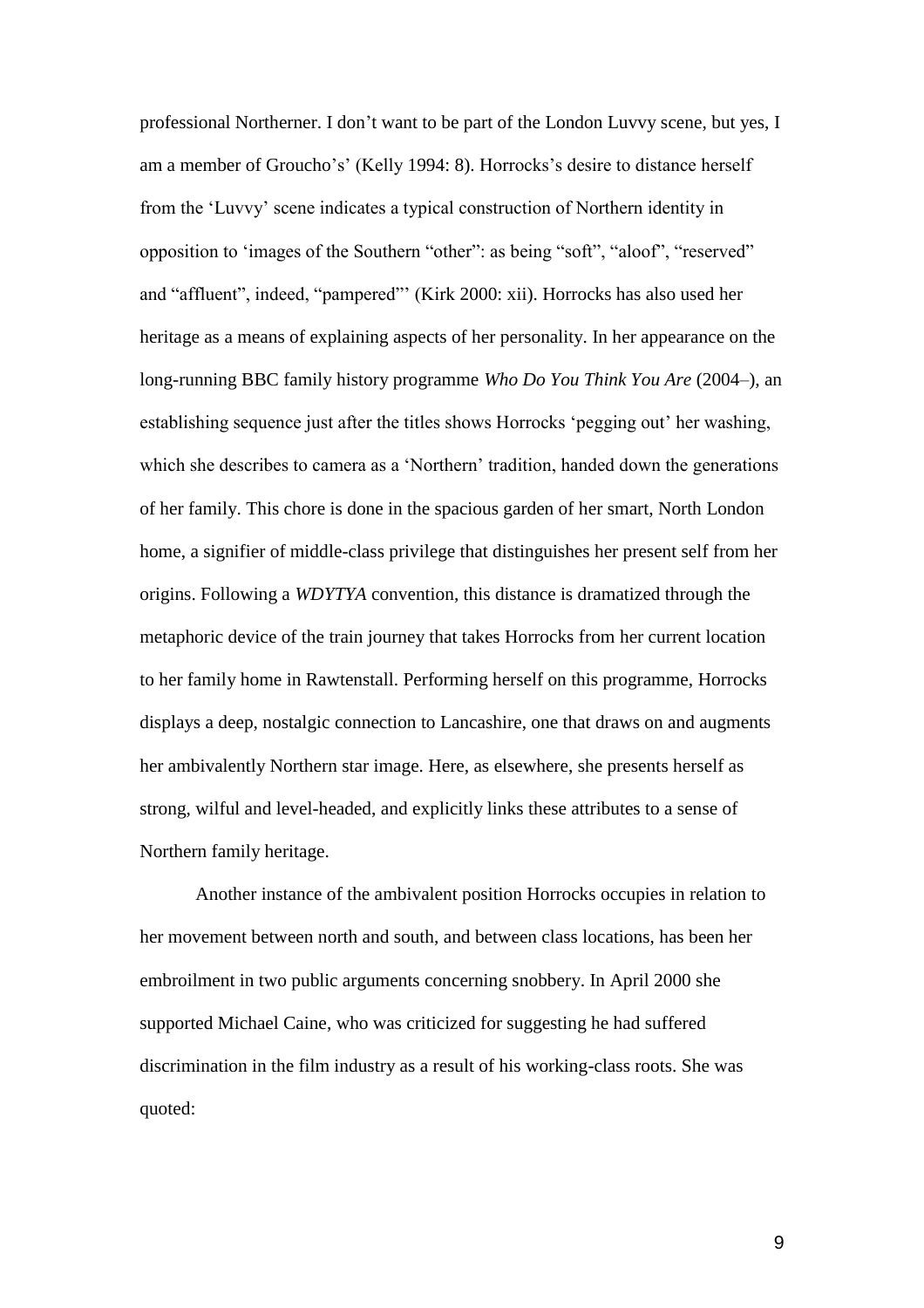professional Northerner. I don’t want to be part of the London Luvvy scene, but yes, I am a member of Groucho’s’ (Kelly 1994: 8). Horrocks’s desire to distance herself from the ‘Luvvy’ scene indicates a typical construction of Northern identity in opposition to ‘images of the Southern “other”: as being “soft”, “aloof”, “reserved” and “affluent”, indeed, “pampered”’ (Kirk 2000: xii). Horrocks has also used her heritage as a means of explaining aspects of her personality. In her appearance on the long-running BBC family history programme *Who Do You Think You Are* (2004–), an establishing sequence just after the titles shows Horrocks ‘pegging out’ her washing, which she describes to camera as a ‘Northern’ tradition, handed down the generations of her family. This chore is done in the spacious garden of her smart, North London home, a signifier of middle-class privilege that distinguishes her present self from her origins. Following a *WDYTYA* convention, this distance is dramatized through the metaphoric device of the train journey that takes Horrocks from her current location to her family home in Rawtenstall. Performing herself on this programme, Horrocks displays a deep, nostalgic connection to Lancashire, one that draws on and augments her ambivalently Northern star image. Here, as elsewhere, she presents herself as strong, wilful and level-headed, and explicitly links these attributes to a sense of Northern family heritage.

Another instance of the ambivalent position Horrocks occupies in relation to her movement between north and south, and between class locations, has been her embroilment in two public arguments concerning snobbery. In April 2000 she supported Michael Caine, who was criticized for suggesting he had suffered discrimination in the film industry as a result of his working-class roots. She was quoted: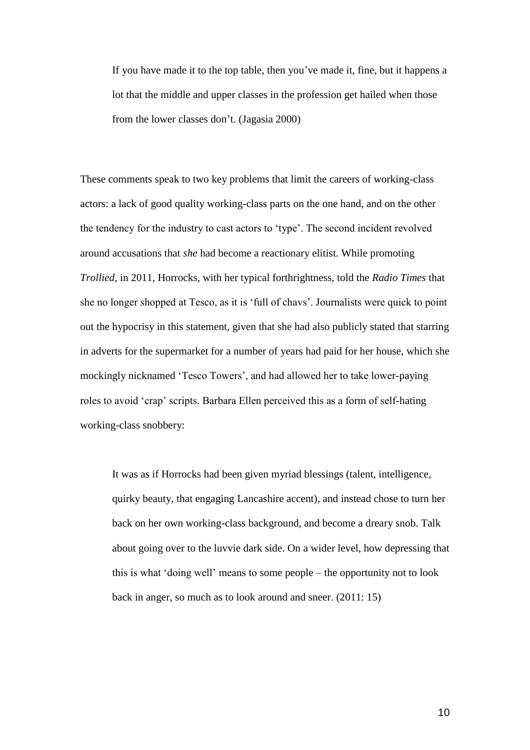> If you have made it to the top table, then you've made it, fine, but it happens a lot that the middle and upper classes in the profession get hailed when those from the lower classes don't. (Jagasia 2000)

These comments speak to two key problems that limit the careers of working-class actors: a lack of good quality working-class parts on the one hand, and on the other the tendency for the industry to cast actors to 'type'. The second incident revolved around accusations that *she* had become a reactionary elitist. While promoting *Trollied*, in 2011, Horrocks, with her typical forthrightness, told the *Radio Times* that she no longer shopped at Tesco, as it is 'full of chavs'. Journalists were quick to point out the hypocrisy in this statement, given that she had also publicly stated that starring in adverts for the supermarket for a number of years had paid for her house, which she mockingly nicknamed 'Tesco Towers', and had allowed her to take lower-paying roles to avoid 'crap' scripts. Barbara Ellen perceived this as a form of self-hating working-class snobbery:

> It was as if Horrocks had been given myriad blessings (talent, intelligence, quirky beauty, that engaging Lancashire accent), and instead chose to turn her back on her own working-class background, and become a dreary snob. Talk about going over to the luvvie dark side. On a wider level, how depressing that this is what 'doing well' means to some people – the opportunity not to look back in anger, so much as to look around and sneer. (2011: 15)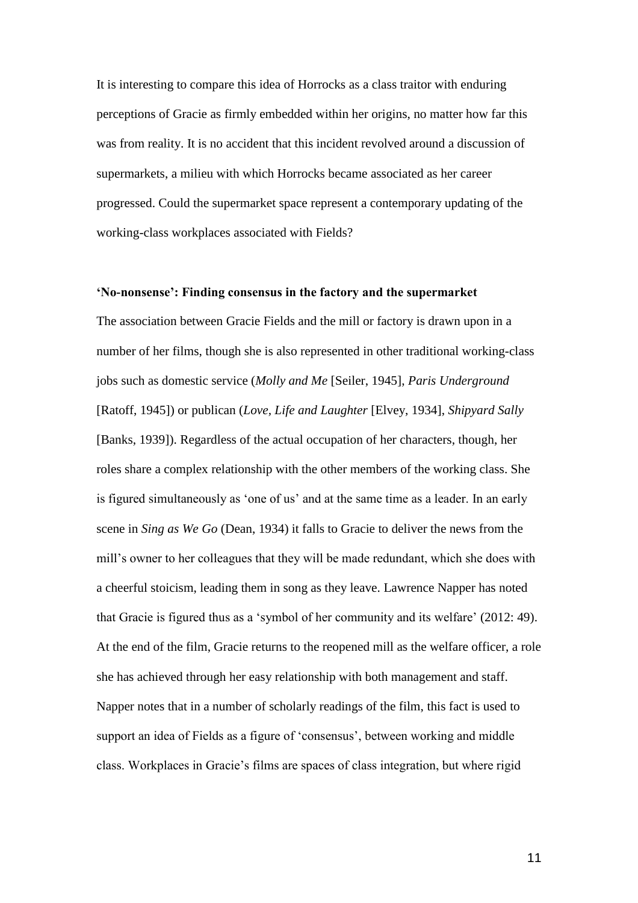It is interesting to compare this idea of Horrocks as a class traitor with enduring perceptions of Gracie as firmly embedded within her origins, no matter how far this was from reality. It is no accident that this incident revolved around a discussion of supermarkets, a milieu with which Horrocks became associated as her career progressed. Could the supermarket space represent a contemporary updating of the working-class workplaces associated with Fields?

**'No-nonsense': Finding consensus in the factory and the supermarket**

The association between Gracie Fields and the mill or factory is drawn upon in a number of her films, though she is also represented in other traditional working-class jobs such as domestic service (*Molly and Me* [Seiler, 1945], *Paris Underground* [Ratoff, 1945]) or publican (*Love, Life and Laughter* [Elvey, 1934], *Shipyard Sally* [Banks, 1939]). Regardless of the actual occupation of her characters, though, her roles share a complex relationship with the other members of the working class. She is figured simultaneously as 'one of us' and at the same time as a leader. In an early scene in *Sing as We Go* (Dean, 1934) it falls to Gracie to deliver the news from the mill's owner to her colleagues that they will be made redundant, which she does with a cheerful stoicism, leading them in song as they leave. Lawrence Napper has noted that Gracie is figured thus as a 'symbol of her community and its welfare' (2012: 49). At the end of the film, Gracie returns to the reopened mill as the welfare officer, a role she has achieved through her easy relationship with both management and staff. Napper notes that in a number of scholarly readings of the film, this fact is used to support an idea of Fields as a figure of 'consensus', between working and middle class. Workplaces in Gracie's films are spaces of class integration, but where rigid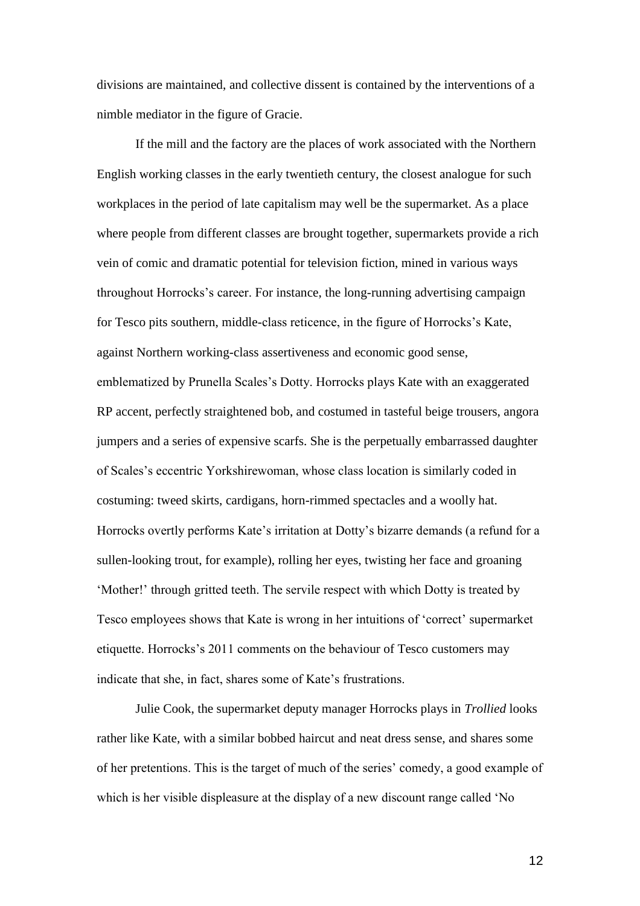divisions are maintained, and collective dissent is contained by the interventions of a nimble mediator in the figure of Gracie.

If the mill and the factory are the places of work associated with the Northern English working classes in the early twentieth century, the closest analogue for such workplaces in the period of late capitalism may well be the supermarket. As a place where people from different classes are brought together, supermarkets provide a rich vein of comic and dramatic potential for television fiction, mined in various ways throughout Horrocks's career. For instance, the long-running advertising campaign for Tesco pits southern, middle-class reticence, in the figure of Horrocks's Kate, against Northern working-class assertiveness and economic good sense, emblematized by Prunella Scales's Dotty. Horrocks plays Kate with an exaggerated RP accent, perfectly straightened bob, and costumed in tasteful beige trousers, angora jumpers and a series of expensive scarfs. She is the perpetually embarrassed daughter of Scales's eccentric Yorkshirewoman, whose class location is similarly coded in costuming: tweed skirts, cardigans, horn-rimmed spectacles and a woolly hat. Horrocks overtly performs Kate's irritation at Dotty's bizarre demands (a refund for a sullen-looking trout, for example), rolling her eyes, twisting her face and groaning 'Mother!' through gritted teeth. The servile respect with which Dotty is treated by Tesco employees shows that Kate is wrong in her intuitions of 'correct' supermarket etiquette. Horrocks's 2011 comments on the behaviour of Tesco customers may indicate that she, in fact, shares some of Kate's frustrations.

Julie Cook, the supermarket deputy manager Horrocks plays in *Trollied* looks rather like Kate, with a similar bobbed haircut and neat dress sense, and shares some of her pretentions. This is the target of much of the series' comedy, a good example of which is her visible displeasure at the display of a new discount range called 'No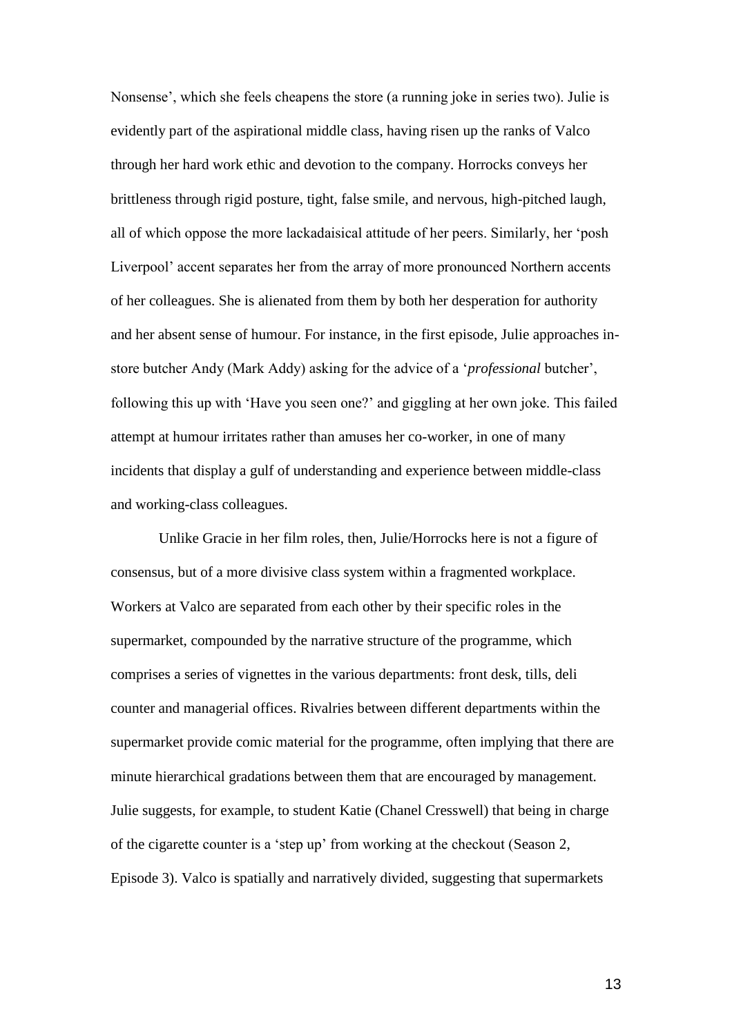Nonsense', which she feels cheapens the store (a running joke in series two). Julie is evidently part of the aspirational middle class, having risen up the ranks of Valco through her hard work ethic and devotion to the company. Horrocks conveys her brittleness through rigid posture, tight, false smile, and nervous, high-pitched laugh, all of which oppose the more lackadaisical attitude of her peers. Similarly, her 'posh Liverpool' accent separates her from the array of more pronounced Northern accents of her colleagues. She is alienated from them by both her desperation for authority and her absent sense of humour. For instance, in the first episode, Julie approaches in-store butcher Andy (Mark Addy) asking for the advice of a '*professional* butcher', following this up with 'Have you seen one?' and giggling at her own joke. This failed attempt at humour irritates rather than amuses her co-worker, in one of many incidents that display a gulf of understanding and experience between middle-class and working-class colleagues.

Unlike Gracie in her film roles, then, Julie/Horrocks here is not a figure of consensus, but of a more divisive class system within a fragmented workplace. Workers at Valco are separated from each other by their specific roles in the supermarket, compounded by the narrative structure of the programme, which comprises a series of vignettes in the various departments: front desk, tills, deli counter and managerial offices. Rivalries between different departments within the supermarket provide comic material for the programme, often implying that there are minute hierarchical gradations between them that are encouraged by management. Julie suggests, for example, to student Katie (Chanel Cresswell) that being in charge of the cigarette counter is a 'step up' from working at the checkout (Season 2, Episode 3). Valco is spatially and narratively divided, suggesting that supermarkets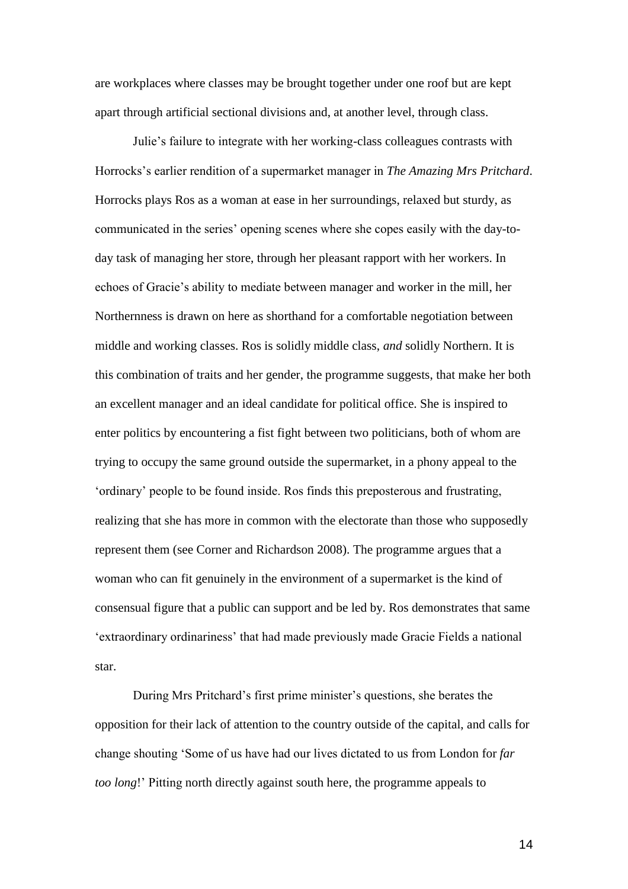are workplaces where classes may be brought together under one roof but are kept apart through artificial sectional divisions and, at another level, through class.

Julie's failure to integrate with her working-class colleagues contrasts with Horrocks's earlier rendition of a supermarket manager in *The Amazing Mrs Pritchard*. Horrocks plays Ros as a woman at ease in her surroundings, relaxed but sturdy, as communicated in the series' opening scenes where she copes easily with the day-to-day task of managing her store, through her pleasant rapport with her workers. In echoes of Gracie's ability to mediate between manager and worker in the mill, her Northernness is drawn on here as shorthand for a comfortable negotiation between middle and working classes. Ros is solidly middle class, *and* solidly Northern. It is this combination of traits and her gender, the programme suggests, that make her both an excellent manager and an ideal candidate for political office. She is inspired to enter politics by encountering a fist fight between two politicians, both of whom are trying to occupy the same ground outside the supermarket, in a phony appeal to the 'ordinary' people to be found inside. Ros finds this preposterous and frustrating, realizing that she has more in common with the electorate than those who supposedly represent them (see Corner and Richardson 2008). The programme argues that a woman who can fit genuinely in the environment of a supermarket is the kind of consensual figure that a public can support and be led by. Ros demonstrates that same 'extraordinary ordinariness' that had made previously made Gracie Fields a national star.

During Mrs Pritchard's first prime minister's questions, she berates the opposition for their lack of attention to the country outside of the capital, and calls for change shouting 'Some of us have had our lives dictated to us from London for *far too long*!' Pitting north directly against south here, the programme appeals to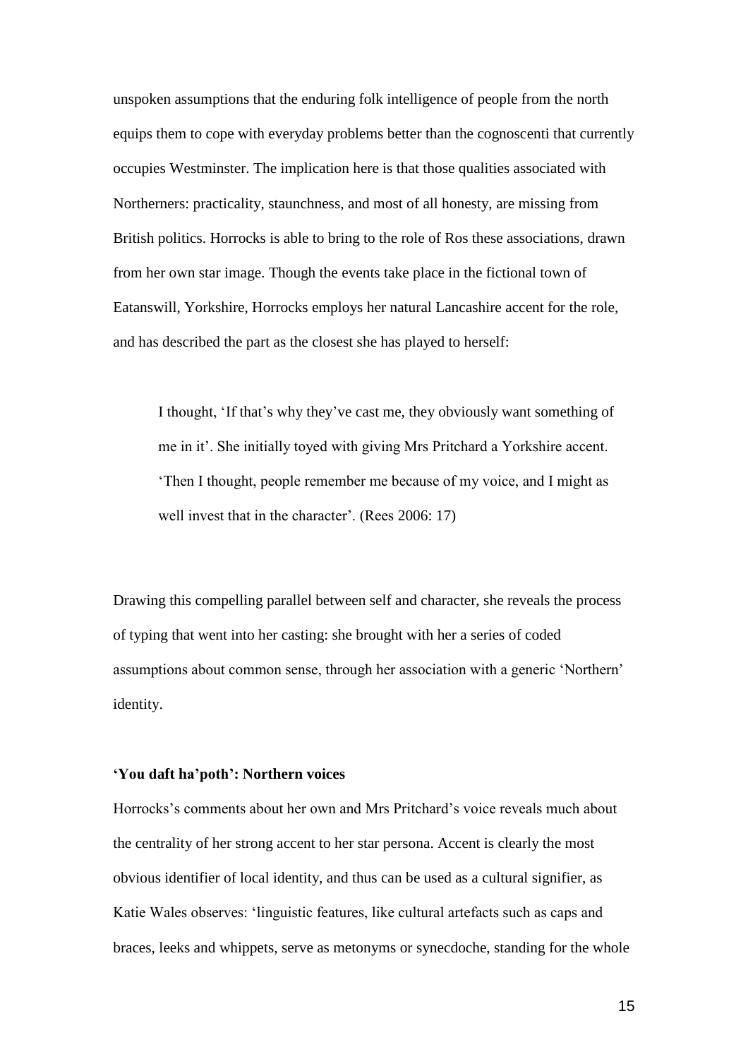unspoken assumptions that the enduring folk intelligence of people from the north equips them to cope with everyday problems better than the cognoscenti that currently occupies Westminster. The implication here is that those qualities associated with Northerners: practicality, staunchness, and most of all honesty, are missing from British politics. Horrocks is able to bring to the role of Ros these associations, drawn from her own star image. Though the events take place in the fictional town of Eatanswill, Yorkshire, Horrocks employs her natural Lancashire accent for the role, and has described the part as the closest she has played to herself:

> I thought, 'If that's why they've cast me, they obviously want something of me in it'. She initially toyed with giving Mrs Pritchard a Yorkshire accent. 'Then I thought, people remember me because of my voice, and I might as well invest that in the character'. (Rees 2006: 17)

Drawing this compelling parallel between self and character, she reveals the process of typing that went into her casting: she brought with her a series of coded assumptions about common sense, through her association with a generic 'Northern' identity.

**'You daft ha'poth': Northern voices**

Horrocks's comments about her own and Mrs Pritchard's voice reveals much about the centrality of her strong accent to her star persona. Accent is clearly the most obvious identifier of local identity, and thus can be used as a cultural signifier, as Katie Wales observes: 'linguistic features, like cultural artefacts such as caps and braces, leeks and whippets, serve as metonyms or synecdoche, standing for the whole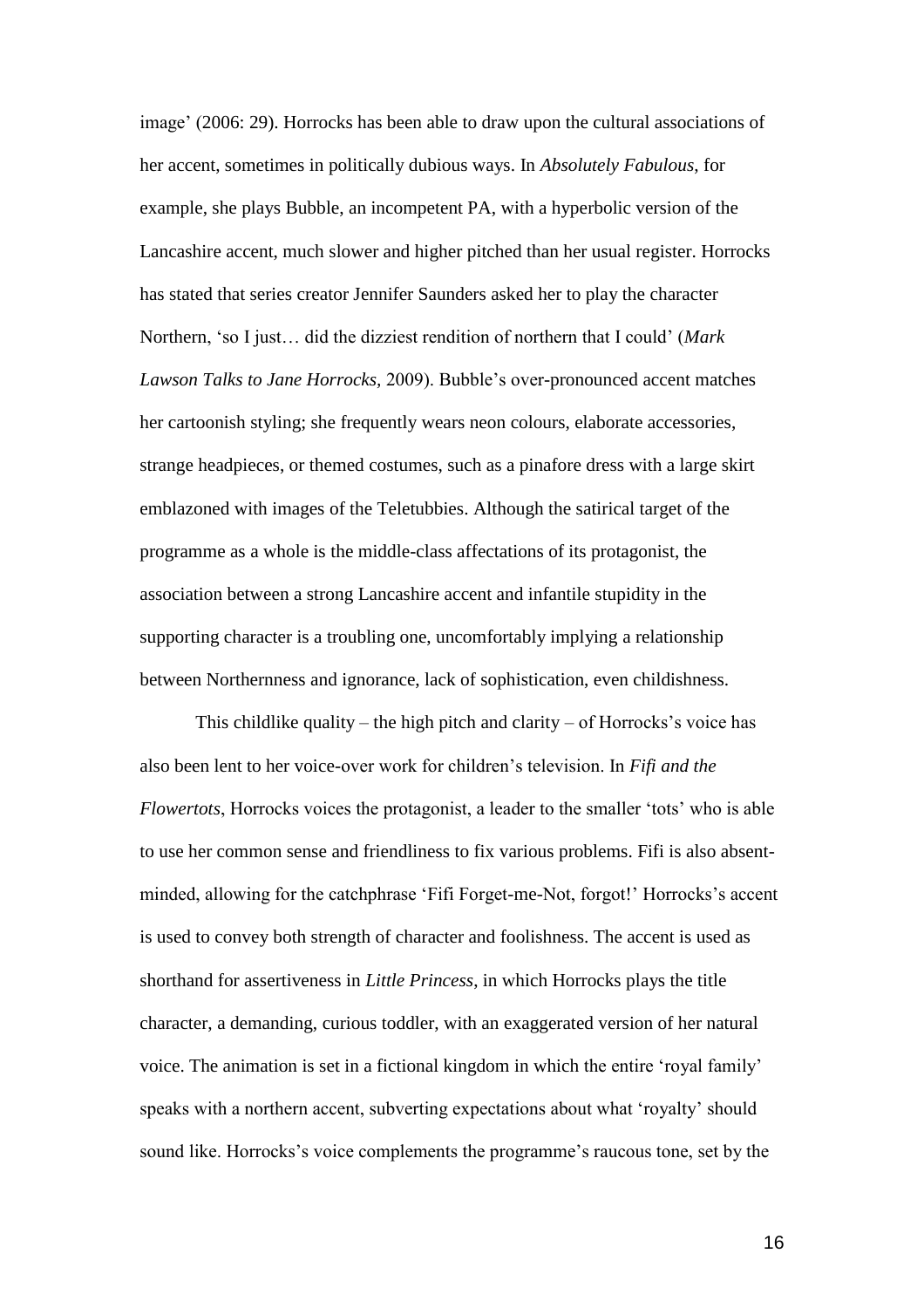image' (2006: 29). Horrocks has been able to draw upon the cultural associations of her accent, sometimes in politically dubious ways. In *Absolutely Fabulous*, for example, she plays Bubble, an incompetent PA, with a hyperbolic version of the Lancashire accent, much slower and higher pitched than her usual register. Horrocks has stated that series creator Jennifer Saunders asked her to play the character Northern, 'so I just… did the dizziest rendition of northern that I could' (*Mark Lawson Talks to Jane Horrocks*, 2009). Bubble's over-pronounced accent matches her cartoonish styling; she frequently wears neon colours, elaborate accessories, strange headpieces, or themed costumes, such as a pinafore dress with a large skirt emblazoned with images of the Teletubbies. Although the satirical target of the programme as a whole is the middle-class affectations of its protagonist, the association between a strong Lancashire accent and infantile stupidity in the supporting character is a troubling one, uncomfortably implying a relationship between Northernness and ignorance, lack of sophistication, even childishness.

This childlike quality – the high pitch and clarity – of Horrocks's voice has also been lent to her voice-over work for children's television. In *Fifi and the Flowertots*, Horrocks voices the protagonist, a leader to the smaller 'tots' who is able to use her common sense and friendliness to fix various problems. Fifi is also absent-minded, allowing for the catchphrase 'Fifi Forget-me-Not, forgot!' Horrocks's accent is used to convey both strength of character and foolishness. The accent is used as shorthand for assertiveness in *Little Princess*, in which Horrocks plays the title character, a demanding, curious toddler, with an exaggerated version of her natural voice. The animation is set in a fictional kingdom in which the entire 'royal family' speaks with a northern accent, subverting expectations about what 'royalty' should sound like. Horrocks's voice complements the programme's raucous tone, set by the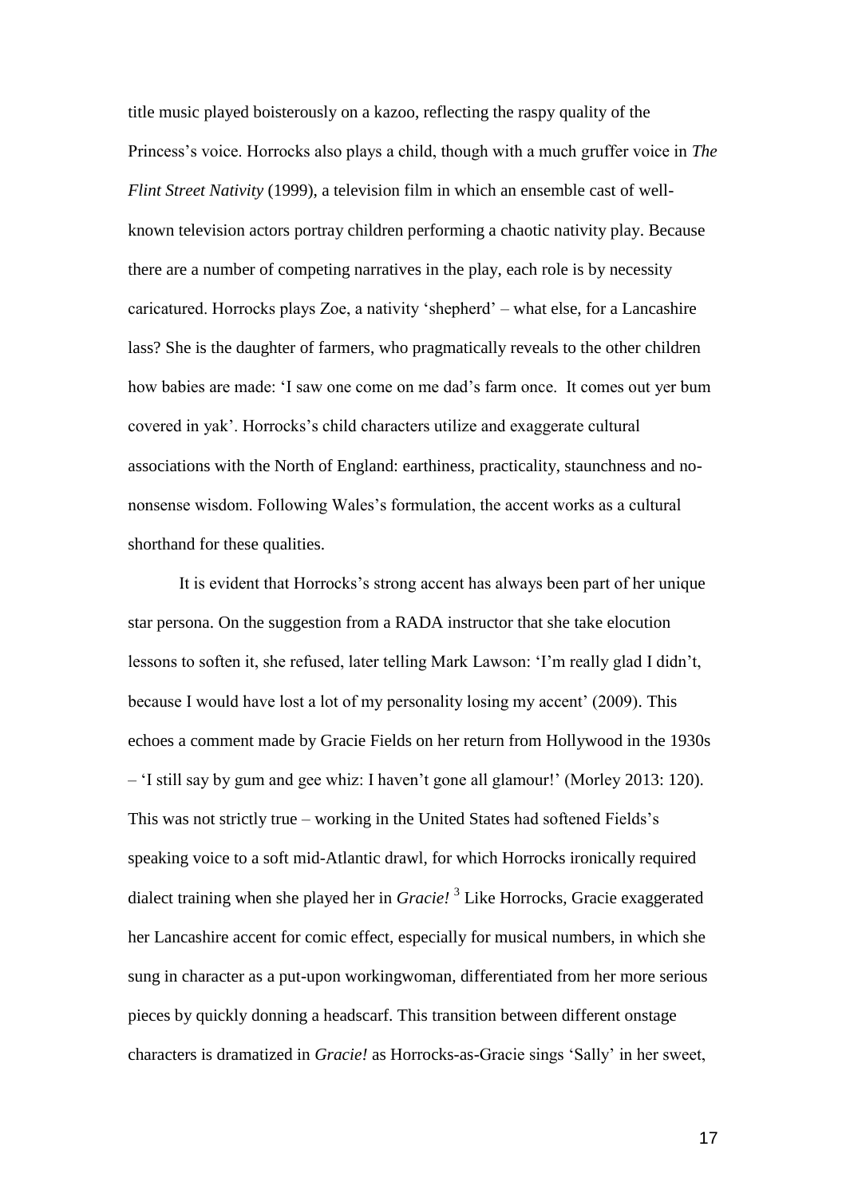title music played boisterously on a kazoo, reflecting the raspy quality of the Princess's voice. Horrocks also plays a child, though with a much gruffer voice in *The Flint Street Nativity* (1999), a television film in which an ensemble cast of well-known television actors portray children performing a chaotic nativity play. Because there are a number of competing narratives in the play, each role is by necessity caricatured. Horrocks plays Zoe, a nativity 'shepherd' – what else, for a Lancashire lass? She is the daughter of farmers, who pragmatically reveals to the other children how babies are made: 'I saw one come on me dad's farm once. It comes out yer bum covered in yak'. Horrocks's child characters utilize and exaggerate cultural associations with the North of England: earthiness, practicality, staunchness and no-nonsense wisdom. Following Wales's formulation, the accent works as a cultural shorthand for these qualities.

It is evident that Horrocks's strong accent has always been part of her unique star persona. On the suggestion from a RADA instructor that she take elocution lessons to soften it, she refused, later telling Mark Lawson: 'I'm really glad I didn't, because I would have lost a lot of my personality losing my accent' (2009). This echoes a comment made by Gracie Fields on her return from Hollywood in the 1930s – 'I still say by gum and gee whiz: I haven't gone all glamour!' (Morley 2013: 120). This was not strictly true – working in the United States had softened Fields's speaking voice to a soft mid-Atlantic drawl, for which Horrocks ironically required dialect training when she played her in *Gracie!* [3] Like Horrocks, Gracie exaggerated her Lancashire accent for comic effect, especially for musical numbers, in which she sung in character as a put-upon workingwoman, differentiated from her more serious pieces by quickly donning a headscarf. This transition between different onstage characters is dramatized in *Gracie!* as Horrocks-as-Gracie sings 'Sally' in her sweet,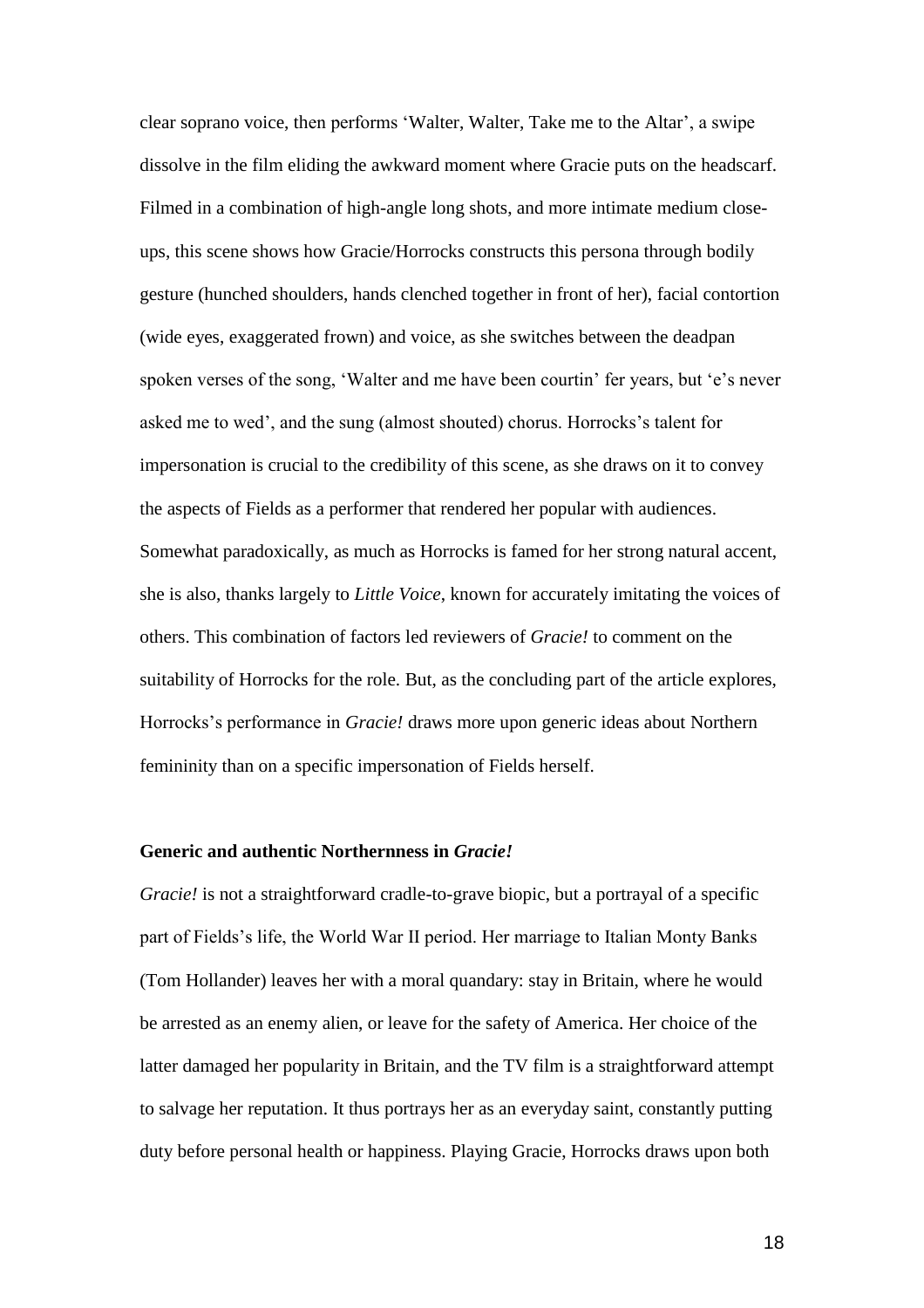clear soprano voice, then performs 'Walter, Walter, Take me to the Altar', a swipe dissolve in the film eliding the awkward moment where Gracie puts on the headscarf. Filmed in a combination of high-angle long shots, and more intimate medium close-ups, this scene shows how Gracie/Horrocks constructs this persona through bodily gesture (hunched shoulders, hands clenched together in front of her), facial contortion (wide eyes, exaggerated frown) and voice, as she switches between the deadpan spoken verses of the song, 'Walter and me have been courtin' fer years, but 'e's never asked me to wed', and the sung (almost shouted) chorus. Horrocks's talent for impersonation is crucial to the credibility of this scene, as she draws on it to convey the aspects of Fields as a performer that rendered her popular with audiences. Somewhat paradoxically, as much as Horrocks is famed for her strong natural accent, she is also, thanks largely to *Little Voice*, known for accurately imitating the voices of others. This combination of factors led reviewers of *Gracie!* to comment on the suitability of Horrocks for the role. But, as the concluding part of the article explores, Horrocks's performance in *Gracie!* draws more upon generic ideas about Northern femininity than on a specific impersonation of Fields herself.

## Generic and authentic Northernness in *Gracie!*

*Gracie!* is not a straightforward cradle-to-grave biopic, but a portrayal of a specific part of Fields's life, the World War II period. Her marriage to Italian Monty Banks (Tom Hollander) leaves her with a moral quandary: stay in Britain, where he would be arrested as an enemy alien, or leave for the safety of America. Her choice of the latter damaged her popularity in Britain, and the TV film is a straightforward attempt to salvage her reputation. It thus portrays her as an everyday saint, constantly putting duty before personal health or happiness. Playing Gracie, Horrocks draws upon both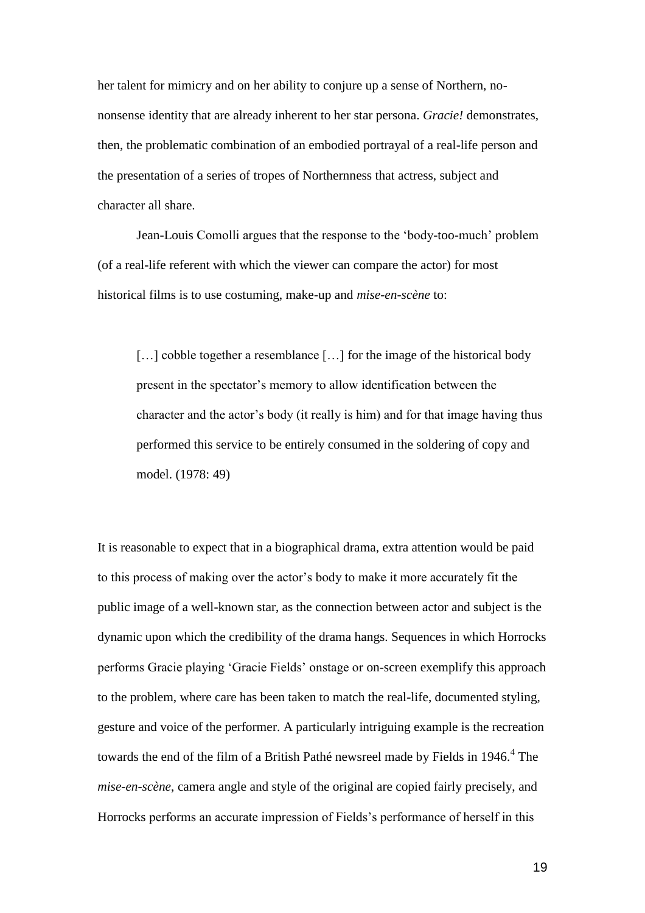her talent for mimicry and on her ability to conjure up a sense of Northern, no-nonsense identity that are already inherent to her star persona. *Gracie!* demonstrates, then, the problematic combination of an embodied portrayal of a real-life person and the presentation of a series of tropes of Northernness that actress, subject and character all share.

Jean-Louis Comolli argues that the response to the 'body-too-much' problem (of a real-life referent with which the viewer can compare the actor) for most historical films is to use costuming, make-up and *mise-en-scène* to:

> […] cobble together a resemblance […] for the image of the historical body present in the spectator's memory to allow identification between the character and the actor's body (it really is him) and for that image having thus performed this service to be entirely consumed in the soldering of copy and model. (1978: 49)

It is reasonable to expect that in a biographical drama, extra attention would be paid to this process of making over the actor's body to make it more accurately fit the public image of a well-known star, as the connection between actor and subject is the dynamic upon which the credibility of the drama hangs. Sequences in which Horrocks performs Gracie playing 'Gracie Fields' onstage or on-screen exemplify this approach to the problem, where care has been taken to match the real-life, documented styling, gesture and voice of the performer. A particularly intriguing example is the recreation towards the end of the film of a British Pathé newsreel made by Fields in 1946.[4] The *mise-en-scène*, camera angle and style of the original are copied fairly precisely, and Horrocks performs an accurate impression of Fields's performance of herself in this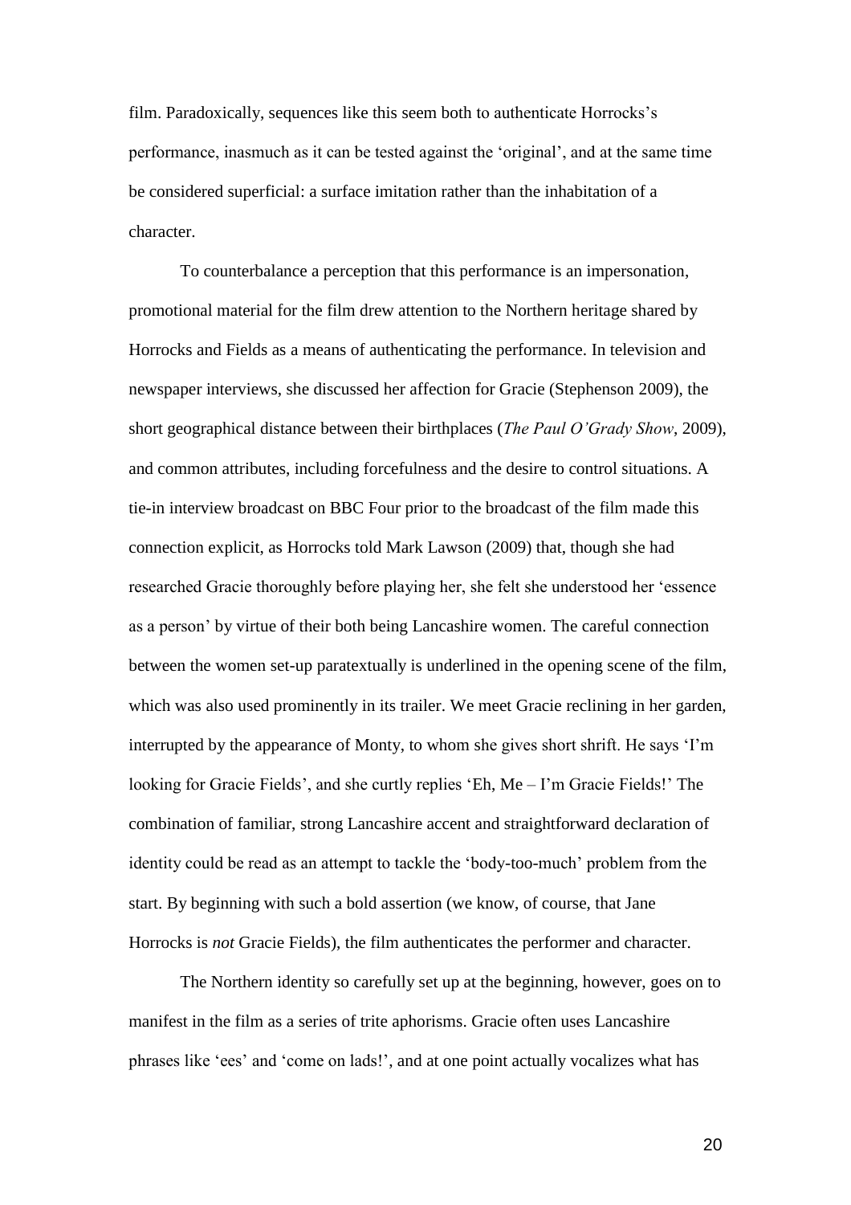film. Paradoxically, sequences like this seem both to authenticate Horrocks's performance, inasmuch as it can be tested against the 'original', and at the same time be considered superficial: a surface imitation rather than the inhabitation of a character.

To counterbalance a perception that this performance is an impersonation, promotional material for the film drew attention to the Northern heritage shared by Horrocks and Fields as a means of authenticating the performance. In television and newspaper interviews, she discussed her affection for Gracie (Stephenson 2009), the short geographical distance between their birthplaces (*The Paul O'Grady Show*, 2009), and common attributes, including forcefulness and the desire to control situations. A tie-in interview broadcast on BBC Four prior to the broadcast of the film made this connection explicit, as Horrocks told Mark Lawson (2009) that, though she had researched Gracie thoroughly before playing her, she felt she understood her 'essence as a person' by virtue of their both being Lancashire women. The careful connection between the women set-up paratextually is underlined in the opening scene of the film, which was also used prominently in its trailer. We meet Gracie reclining in her garden, interrupted by the appearance of Monty, to whom she gives short shrift. He says 'I'm looking for Gracie Fields', and she curtly replies 'Eh, Me – I'm Gracie Fields!' The combination of familiar, strong Lancashire accent and straightforward declaration of identity could be read as an attempt to tackle the 'body-too-much' problem from the start. By beginning with such a bold assertion (we know, of course, that Jane Horrocks is *not* Gracie Fields), the film authenticates the performer and character.

The Northern identity so carefully set up at the beginning, however, goes on to manifest in the film as a series of trite aphorisms. Gracie often uses Lancashire phrases like 'ees' and 'come on lads!', and at one point actually vocalizes what has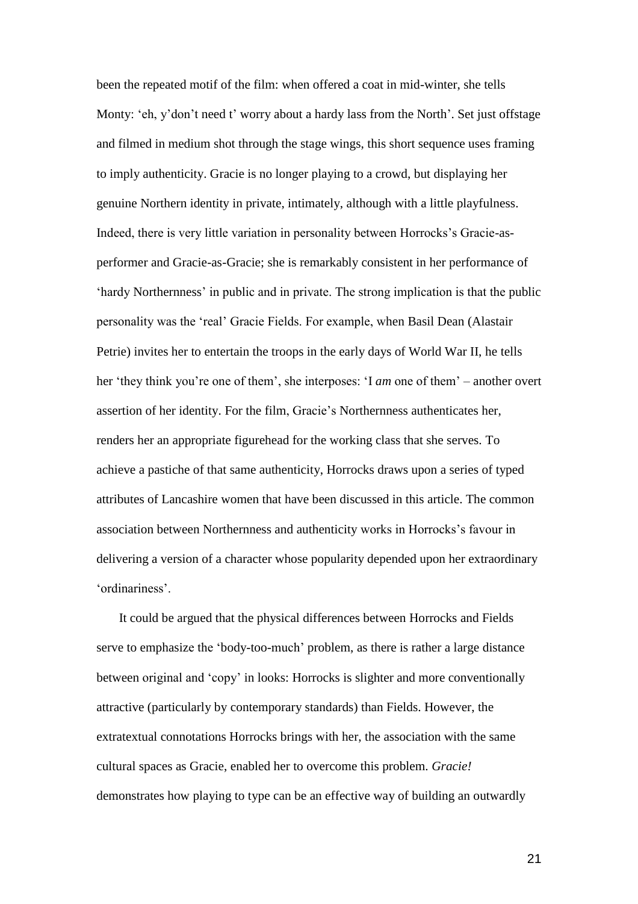been the repeated motif of the film: when offered a coat in mid-winter, she tells Monty: 'eh, y'don't need t' worry about a hardy lass from the North'. Set just offstage and filmed in medium shot through the stage wings, this short sequence uses framing to imply authenticity. Gracie is no longer playing to a crowd, but displaying her genuine Northern identity in private, intimately, although with a little playfulness. Indeed, there is very little variation in personality between Horrocks's Gracie-as-performer and Gracie-as-Gracie; she is remarkably consistent in her performance of 'hardy Northernness' in public and in private. The strong implication is that the public personality was the 'real' Gracie Fields. For example, when Basil Dean (Alastair Petrie) invites her to entertain the troops in the early days of World War II, he tells her 'they think you're one of them', she interposes: 'I *am* one of them' – another overt assertion of her identity. For the film, Gracie's Northernness authenticates her, renders her an appropriate figurehead for the working class that she serves. To achieve a pastiche of that same authenticity, Horrocks draws upon a series of typed attributes of Lancashire women that have been discussed in this article. The common association between Northernness and authenticity works in Horrocks's favour in delivering a version of a character whose popularity depended upon her extraordinary 'ordinariness'.

It could be argued that the physical differences between Horrocks and Fields serve to emphasize the 'body-too-much' problem, as there is rather a large distance between original and 'copy' in looks: Horrocks is slighter and more conventionally attractive (particularly by contemporary standards) than Fields. However, the extratextual connotations Horrocks brings with her, the association with the same cultural spaces as Gracie, enabled her to overcome this problem. *Gracie!* demonstrates how playing to type can be an effective way of building an outwardly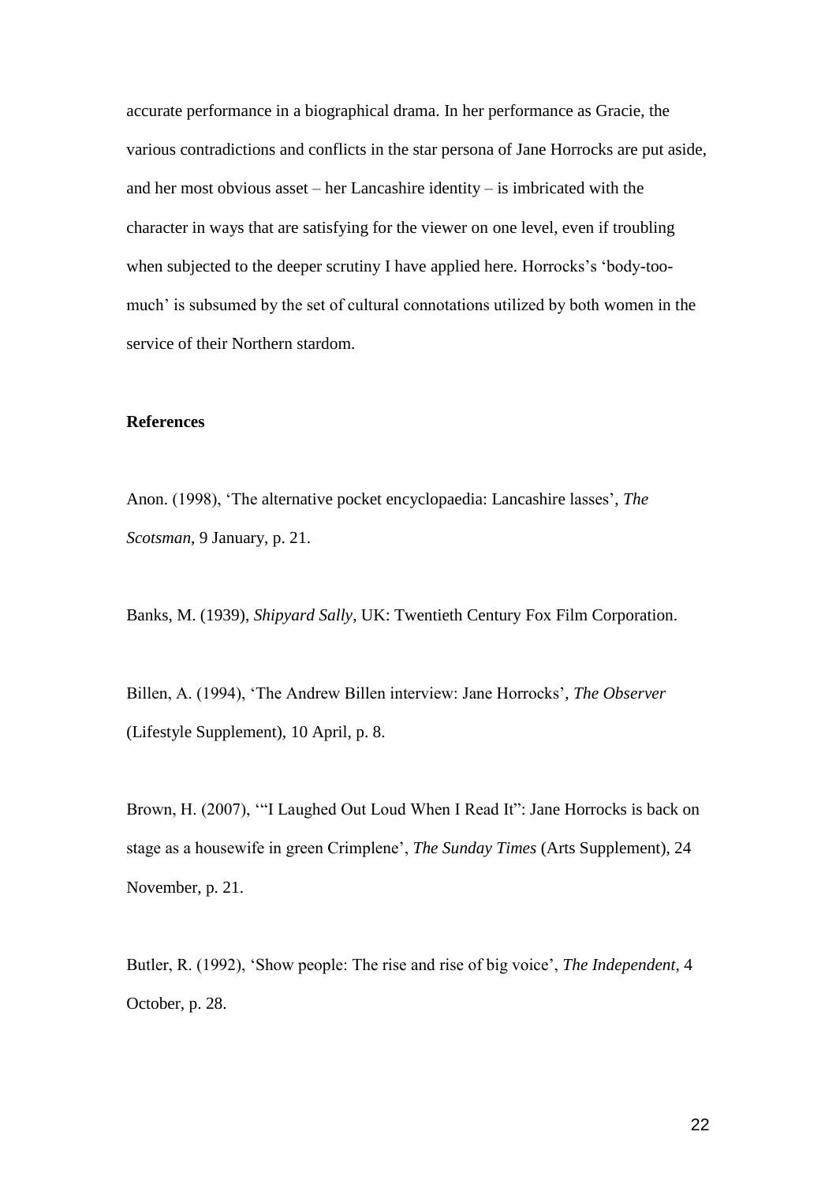accurate performance in a biographical drama. In her performance as Gracie, the various contradictions and conflicts in the star persona of Jane Horrocks are put aside, and her most obvious asset – her Lancashire identity – is imbricated with the character in ways that are satisfying for the viewer on one level, even if troubling when subjected to the deeper scrutiny I have applied here. Horrocks's 'body-too-much' is subsumed by the set of cultural connotations utilized by both women in the service of their Northern stardom.

## References

Anon. (1998), 'The alternative pocket encyclopaedia: Lancashire lasses', *The Scotsman*, 9 January, p. 21.

Banks, M. (1939), *Shipyard Sally*, UK: Twentieth Century Fox Film Corporation.

Billen, A. (1994), 'The Andrew Billen interview: Jane Horrocks', *The Observer* (Lifestyle Supplement), 10 April, p. 8.

Brown, H. (2007), '"I Laughed Out Loud When I Read It": Jane Horrocks is back on stage as a housewife in green Crimplene', *The Sunday Times* (Arts Supplement), 24 November, p. 21.

Butler, R. (1992), 'Show people: The rise and rise of big voice', *The Independent*, 4 October, p. 28.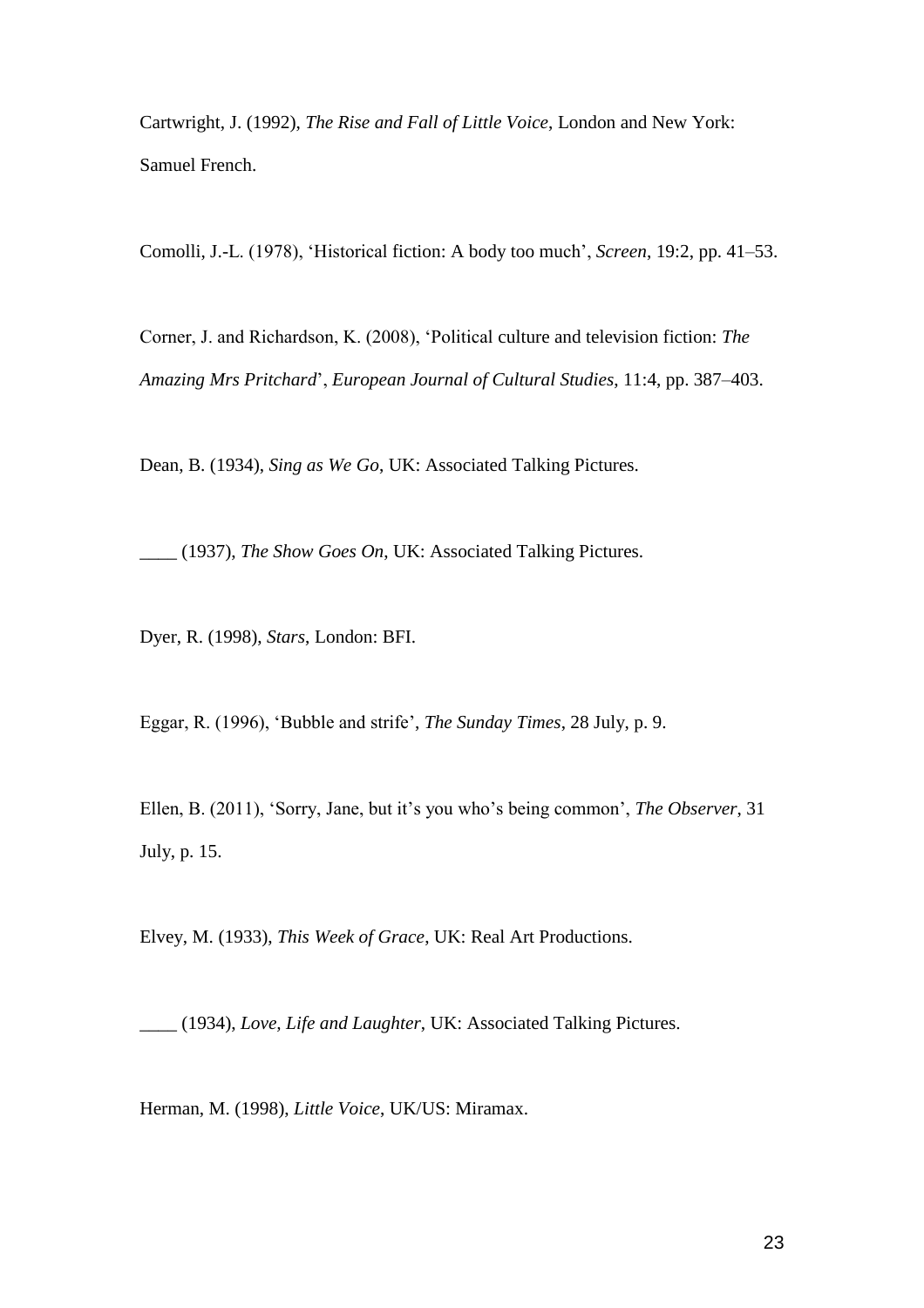Cartwright, J. (1992), *The Rise and Fall of Little Voice*, London and New York: Samuel French.

Comolli, J.-L. (1978), 'Historical fiction: A body too much', *Screen*, 19:2, pp. 41–53.

Corner, J. and Richardson, K. (2008), 'Political culture and television fiction: *The Amazing Mrs Pritchard*', *European Journal of Cultural Studies*, 11:4, pp. 387–403.

Dean, B. (1934), *Sing as We Go*, UK: Associated Talking Pictures.

____ (1937), *The Show Goes On*, UK: Associated Talking Pictures.

Dyer, R. (1998), *Stars*, London: BFI.

Eggar, R. (1996), 'Bubble and strife', *The Sunday Times*, 28 July, p. 9.

Ellen, B. (2011), 'Sorry, Jane, but it's you who's being common', *The Observer*, 31 July, p. 15.

Elvey, M. (1933), *This Week of Grace*, UK: Real Art Productions.

____ (1934), *Love, Life and Laughter*, UK: Associated Talking Pictures.

Herman, M. (1998), *Little Voice*, UK/US: Miramax.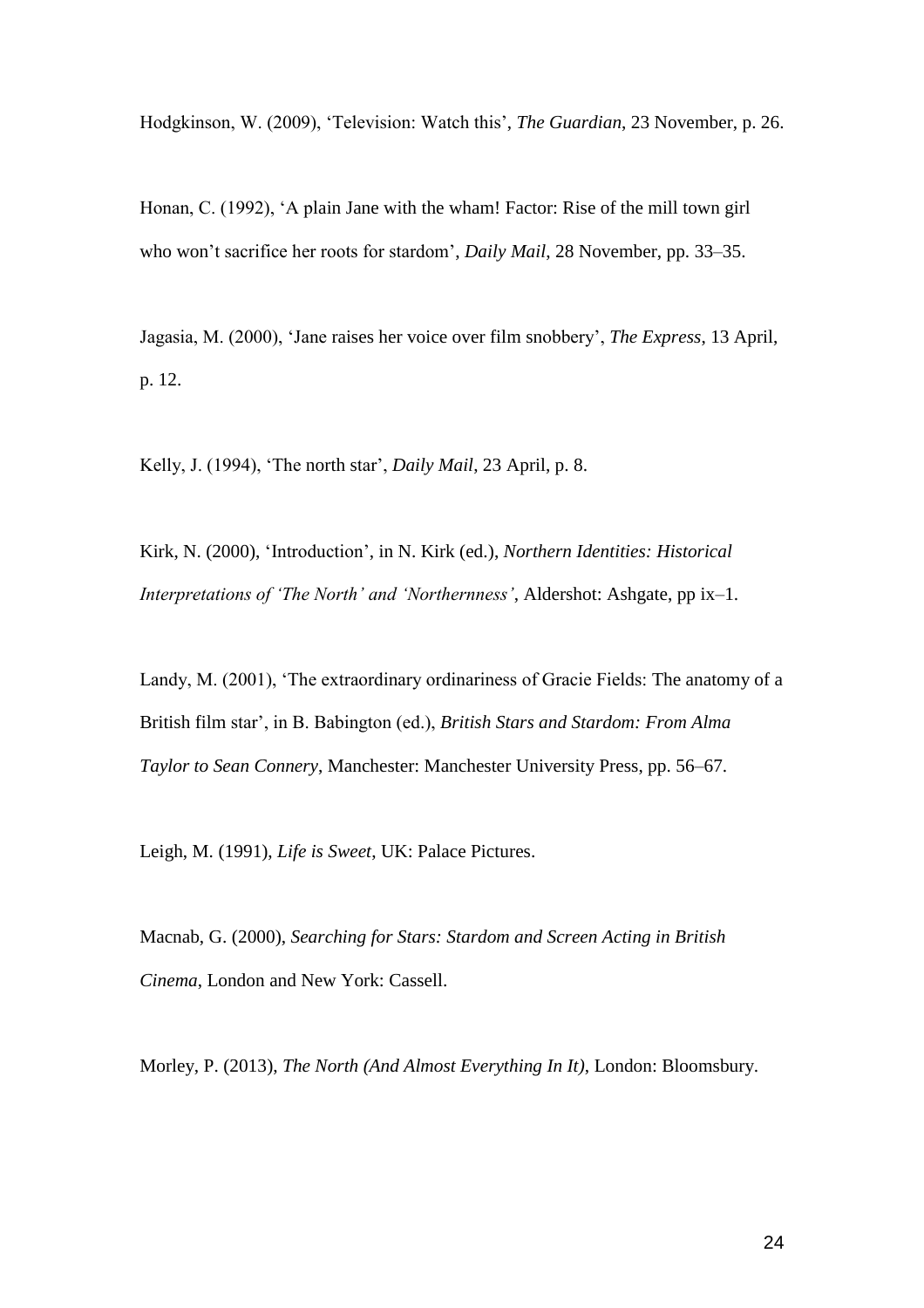Hodgkinson, W. (2009), 'Television: Watch this', *The Guardian*, 23 November, p. 26.

Honan, C. (1992), 'A plain Jane with the wham! Factor: Rise of the mill town girl who won't sacrifice her roots for stardom', *Daily Mail*, 28 November, pp. 33–35.

Jagasia, M. (2000), 'Jane raises her voice over film snobbery', *The Express*, 13 April, p. 12.

Kelly, J. (1994), 'The north star', *Daily Mail*, 23 April, p. 8.

Kirk, N. (2000), 'Introduction', in N. Kirk (ed.), *Northern Identities: Historical Interpretations of 'The North' and 'Northernness'*, Aldershot: Ashgate, pp ix–1.

Landy, M. (2001), 'The extraordinary ordinariness of Gracie Fields: The anatomy of a British film star', in B. Babington (ed.), *British Stars and Stardom: From Alma Taylor to Sean Connery*, Manchester: Manchester University Press, pp. 56–67.

Leigh, M. (1991), *Life is Sweet*, UK: Palace Pictures.

Macnab, G. (2000), *Searching for Stars: Stardom and Screen Acting in British Cinema*, London and New York: Cassell.

Morley, P. (2013), *The North (And Almost Everything In It)*, London: Bloomsbury.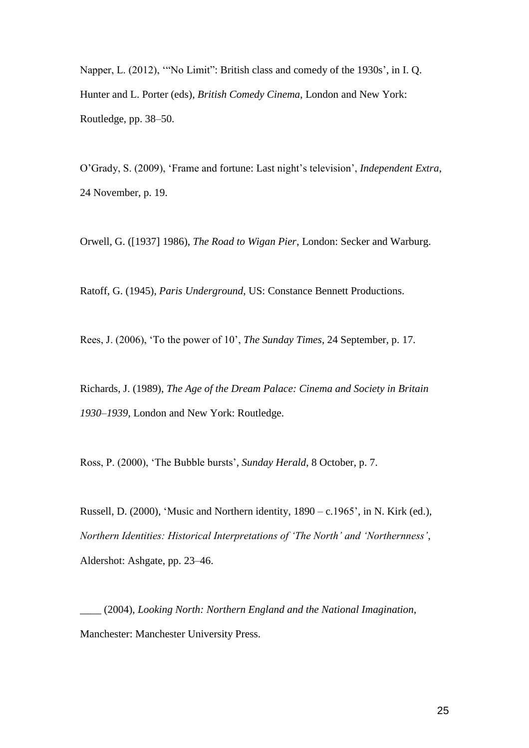Napper, L. (2012), '"No Limit": British class and comedy of the 1930s', in I. Q. Hunter and L. Porter (eds), *British Comedy Cinema*, London and New York: Routledge, pp. 38–50.

O'Grady, S. (2009), 'Frame and fortune: Last night's television', *Independent Extra*, 24 November, p. 19.

Orwell, G. ([1937] 1986), *The Road to Wigan Pier*, London: Secker and Warburg.

Ratoff, G. (1945), *Paris Underground*, US: Constance Bennett Productions.

Rees, J. (2006), 'To the power of 10', *The Sunday Times*, 24 September, p. 17.

Richards, J. (1989), *The Age of the Dream Palace: Cinema and Society in Britain 1930–1939*, London and New York: Routledge.

Ross, P. (2000), 'The Bubble bursts', *Sunday Herald*, 8 October, p. 7.

Russell, D. (2000), 'Music and Northern identity, 1890 – c.1965', in N. Kirk (ed.), *Northern Identities: Historical Interpretations of 'The North' and 'Northernness'*, Aldershot: Ashgate, pp. 23–46.

____ (2004), *Looking North: Northern England and the National Imagination*, Manchester: Manchester University Press.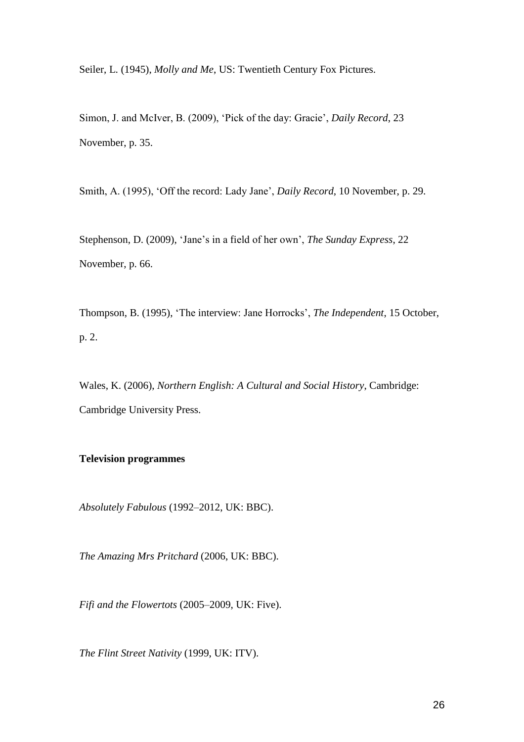Seiler, L. (1945), *Molly and Me*, US: Twentieth Century Fox Pictures.

Simon, J. and McIver, B. (2009), 'Pick of the day: Gracie', *Daily Record*, 23 November, p. 35.

Smith, A. (1995), 'Off the record: Lady Jane', *Daily Record*, 10 November, p. 29.

Stephenson, D. (2009), 'Jane's in a field of her own', *The Sunday Express*, 22 November, p. 66.

Thompson, B. (1995), 'The interview: Jane Horrocks', *The Independent*, 15 October, p. 2.

Wales, K. (2006), *Northern English: A Cultural and Social History*, Cambridge: Cambridge University Press.

**Television programmes**

*Absolutely Fabulous* (1992–2012, UK: BBC).

*The Amazing Mrs Pritchard* (2006, UK: BBC).

*Fifi and the Flowertots* (2005–2009, UK: Five).

*The Flint Street Nativity* (1999, UK: ITV).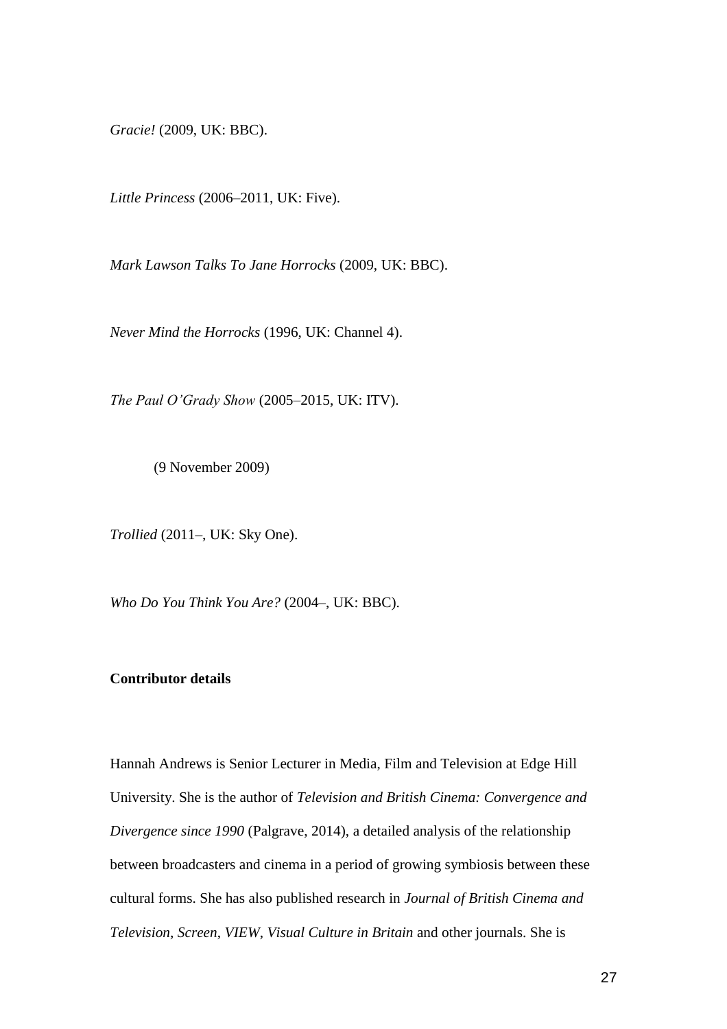*Gracie!* (2009, UK: BBC).

*Little Princess* (2006–2011, UK: Five).

*Mark Lawson Talks To Jane Horrocks* (2009, UK: BBC).

*Never Mind the Horrocks* (1996, UK: Channel 4).

*The Paul O'Grady Show* (2005–2015, UK: ITV).

(9 November 2009)

*Trollied* (2011–, UK: Sky One).

*Who Do You Think You Are?* (2004–, UK: BBC).

**Contributor details**

Hannah Andrews is Senior Lecturer in Media, Film and Television at Edge Hill University. She is the author of *Television and British Cinema: Convergence and Divergence since 1990* (Palgrave, 2014), a detailed analysis of the relationship between broadcasters and cinema in a period of growing symbiosis between these cultural forms. She has also published research in *Journal of British Cinema and Television*, *Screen*, *VIEW*, *Visual Culture in Britain* and other journals. She is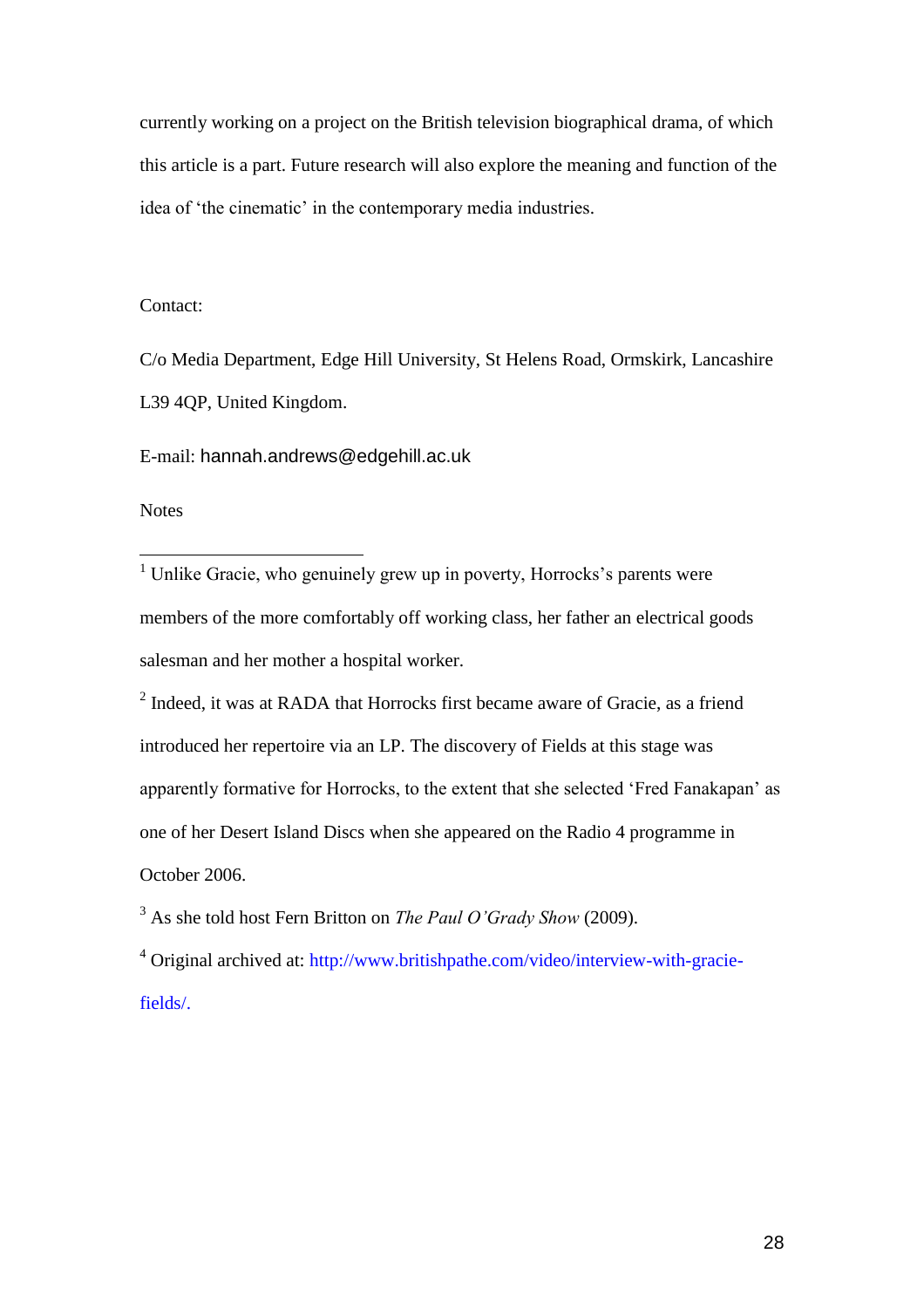currently working on a project on the British television biographical drama, of which this article is a part. Future research will also explore the meaning and function of the idea of 'the cinematic' in the contemporary media industries.

Contact:

C/o Media Department, Edge Hill University, St Helens Road, Ormskirk, Lancashire L39 4QP, United Kingdom.

E-mail: hannah.andrews@edgehill.ac.uk

Notes

---

[1] Unlike Gracie, who genuinely grew up in poverty, Horrocks's parents were members of the more comfortably off working class, her father an electrical goods salesman and her mother a hospital worker.

[2] Indeed, it was at RADA that Horrocks first became aware of Gracie, as a friend introduced her repertoire via an LP. The discovery of Fields at this stage was apparently formative for Horrocks, to the extent that she selected 'Fred Fanakapan' as one of her Desert Island Discs when she appeared on the Radio 4 programme in October 2006.

[3] As she told host Fern Britton on *The Paul O'Grady Show* (2009).

[4] Original archived at: http://www.britishpathe.com/video/interview-with-gracie-fields/.